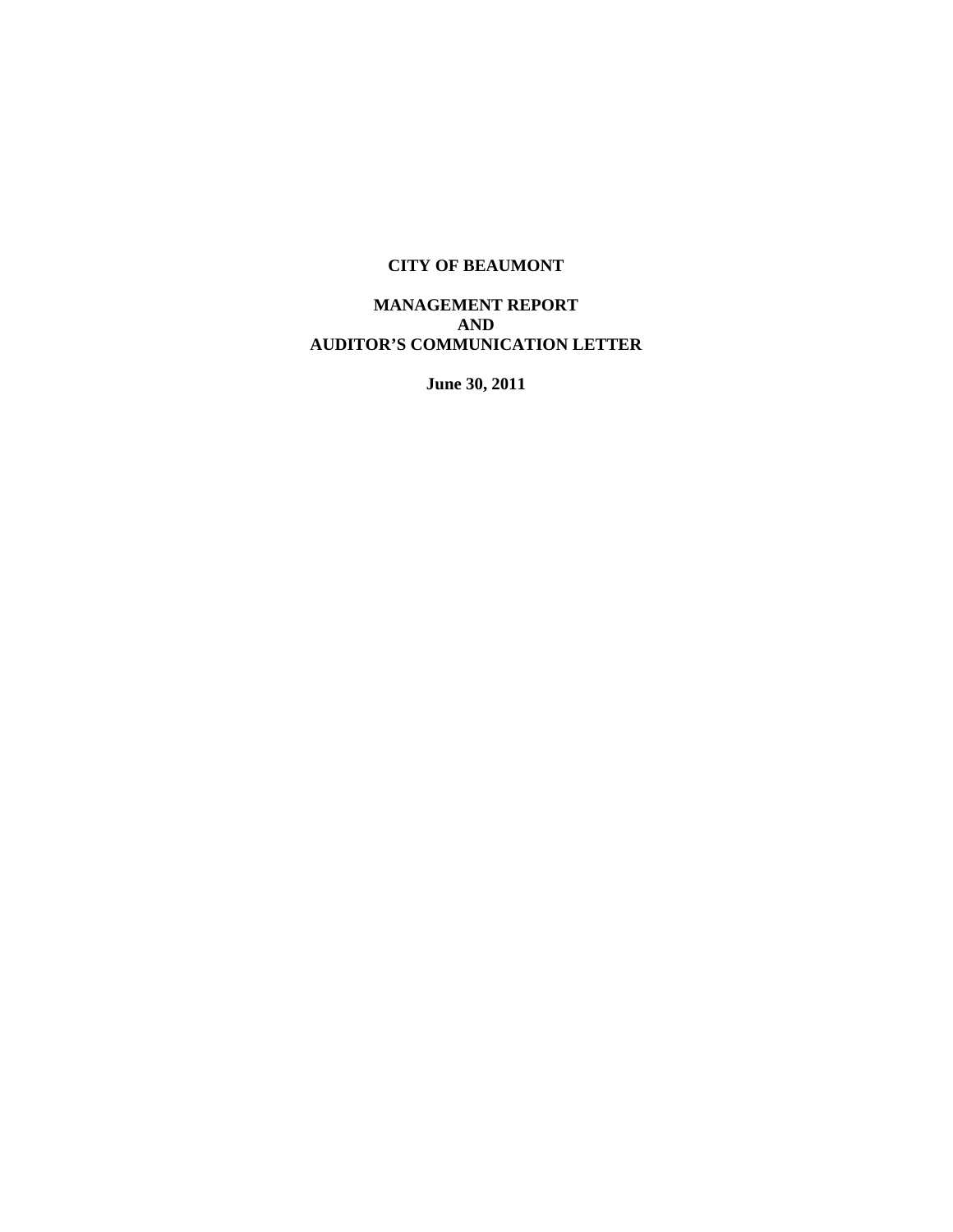# CITY OF BEAUMONT

## MANAGEMENT REPORT
## AND
## AUDITOR'S COMMUNICATION LETTER

**June 30, 2011**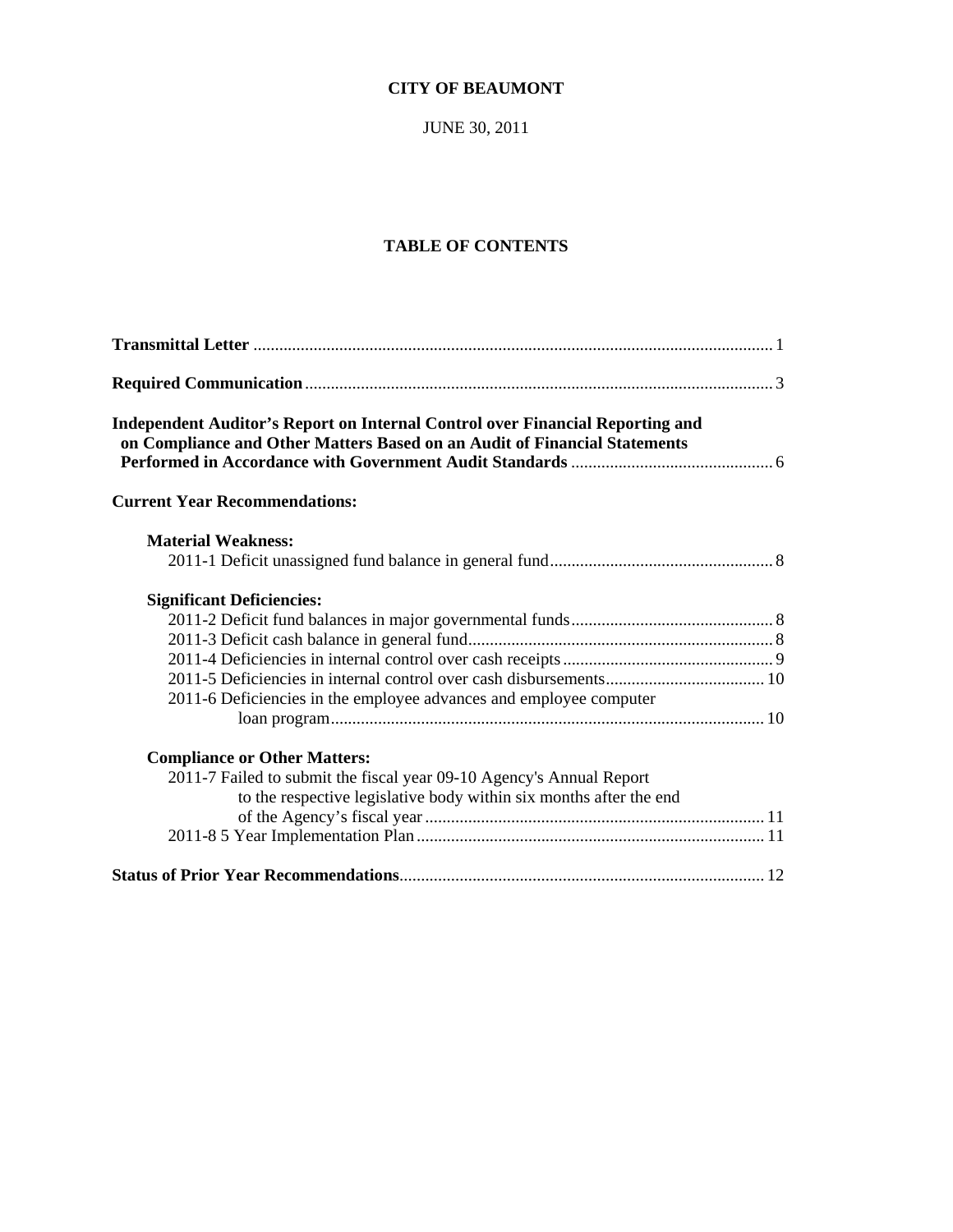**CITY OF BEAUMONT**

JUNE 30, 2011

**TABLE OF CONTENTS**

**Transmittal Letter** ........................................................................................................ 1

**Required Communication** ........................................................................................... 3

**Independent Auditor's Report on Internal Control over Financial Reporting and on Compliance and Other Matters Based on an Audit of Financial Statements Performed in Accordance with Government Audit Standards** .............................................. 6

**Current Year Recommendations:**

**Material Weakness:**

2011-1 Deficit unassigned fund balance in general fund .................................................... 8

**Significant Deficiencies:**

2011-2 Deficit fund balances in major governmental funds ............................................... 8
2011-3 Deficit cash balance in general fund ...................................................................... 8
2011-4 Deficiencies in internal control over cash receipts ................................................. 9
2011-5 Deficiencies in internal control over cash disbursements ..................................... 10
2011-6 Deficiencies in the employee advances and employee computer loan program ..................................................................................................... 10

**Compliance or Other Matters:**

2011-7 Failed to submit the fiscal year 09-10 Agency's Annual Report to the respective legislative body within six months after the end of the Agency's fiscal year ............................................................................... 11
2011-8 5 Year Implementation Plan ................................................................................ 11

**Status of Prior Year Recommendations** .................................................................... 12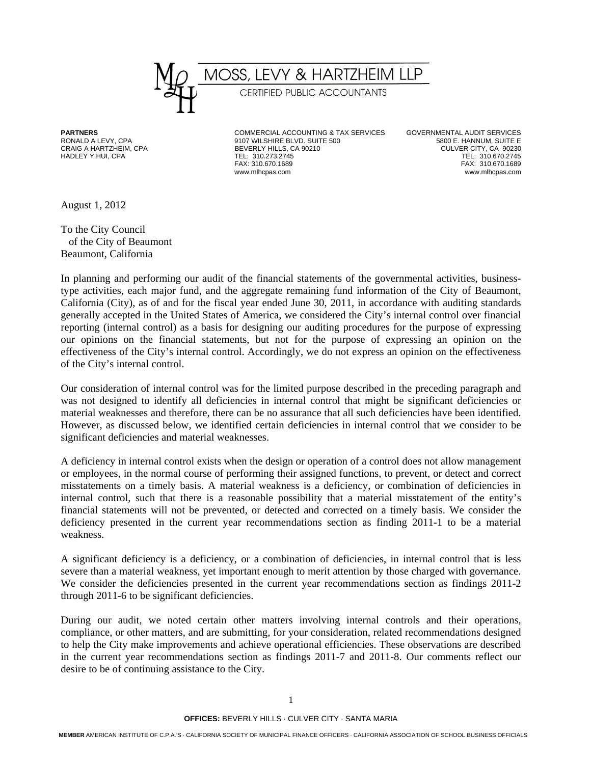# MOSS, LEVY & HARTZHEIM LLP

CERTIFIED PUBLIC ACCOUNTANTS

**PARTNERS**
RONALD A LEVY, CPA
CRAIG A HARTZHEIM, CPA
HADLEY Y HUI, CPA

COMMERCIAL ACCOUNTING & TAX SERVICES
9107 WILSHIRE BLVD. SUITE 500
BEVERLY HILLS, CA 90210
TEL: 310.273.2745
FAX: 310.670.1689
www.mlhcpas.com

GOVERNMENTAL AUDIT SERVICES
5800 E. HANNUM, SUITE E
CULVER CITY, CA 90230
TEL: 310.670.2745
FAX: 310.670.1689
www.mlhcpas.com

August 1, 2012

To the City Council
of the City of Beaumont
Beaumont, California

In planning and performing our audit of the financial statements of the governmental activities, business-type activities, each major fund, and the aggregate remaining fund information of the City of Beaumont, California (City), as of and for the fiscal year ended June 30, 2011, in accordance with auditing standards generally accepted in the United States of America, we considered the City's internal control over financial reporting (internal control) as a basis for designing our auditing procedures for the purpose of expressing our opinions on the financial statements, but not for the purpose of expressing an opinion on the effectiveness of the City's internal control. Accordingly, we do not express an opinion on the effectiveness of the City's internal control.

Our consideration of internal control was for the limited purpose described in the preceding paragraph and was not designed to identify all deficiencies in internal control that might be significant deficiencies or material weaknesses and therefore, there can be no assurance that all such deficiencies have been identified. However, as discussed below, we identified certain deficiencies in internal control that we consider to be significant deficiencies and material weaknesses.

A deficiency in internal control exists when the design or operation of a control does not allow management or employees, in the normal course of performing their assigned functions, to prevent, or detect and correct misstatements on a timely basis. A material weakness is a deficiency, or combination of deficiencies in internal control, such that there is a reasonable possibility that a material misstatement of the entity's financial statements will not be prevented, or detected and corrected on a timely basis. We consider the deficiency presented in the current year recommendations section as finding 2011-1 to be a material weakness.

A significant deficiency is a deficiency, or a combination of deficiencies, in internal control that is less severe than a material weakness, yet important enough to merit attention by those charged with governance. We consider the deficiencies presented in the current year recommendations section as findings 2011-2 through 2011-6 to be significant deficiencies.

During our audit, we noted certain other matters involving internal controls and their operations, compliance, or other matters, and are submitting, for your consideration, related recommendations designed to help the City make improvements and achieve operational efficiencies. These observations are described in the current year recommendations section as findings 2011-7 and 2011-8. Our comments reflect our desire to be of continuing assistance to the City.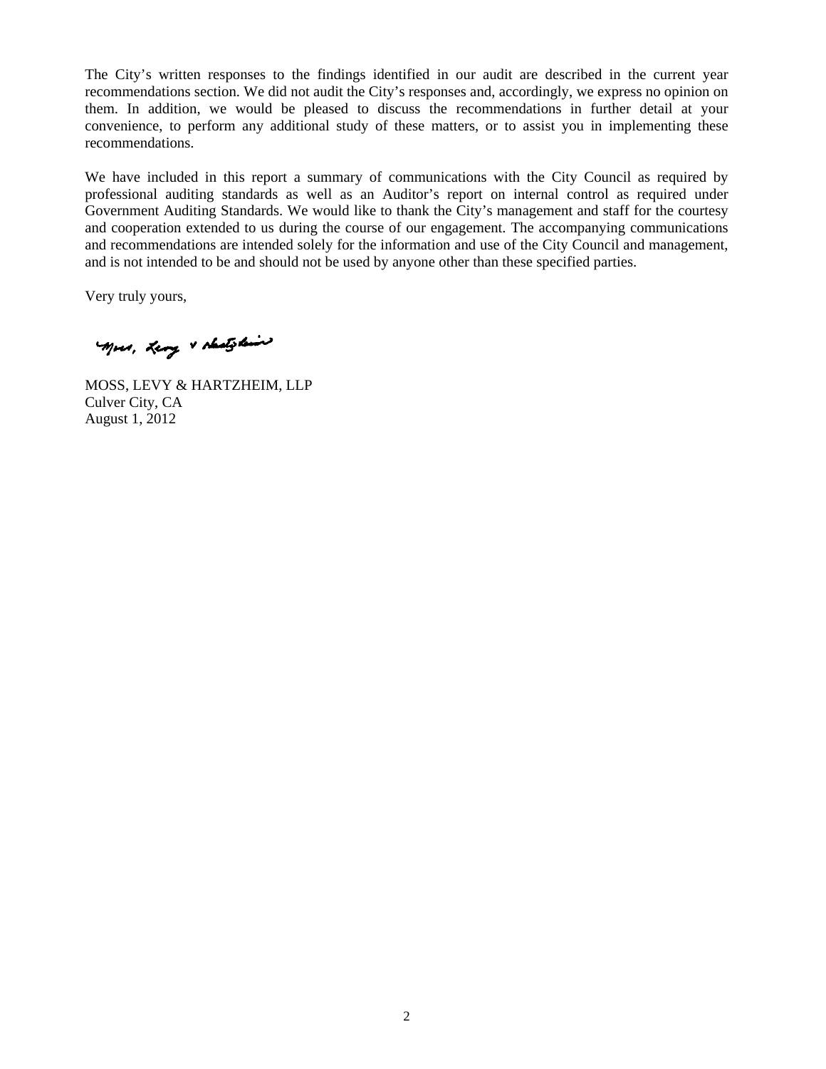The City's written responses to the findings identified in our audit are described in the current year recommendations section. We did not audit the City's responses and, accordingly, we express no opinion on them. In addition, we would be pleased to discuss the recommendations in further detail at your convenience, to perform any additional study of these matters, or to assist you in implementing these recommendations.

We have included in this report a summary of communications with the City Council as required by professional auditing standards as well as an Auditor's report on internal control as required under Government Auditing Standards. We would like to thank the City's management and staff for the courtesy and cooperation extended to us during the course of our engagement. The accompanying communications and recommendations are intended solely for the information and use of the City Council and management, and is not intended to be and should not be used by anyone other than these specified parties.

Very truly yours,

Moss, Levy & Hartzheim

MOSS, LEVY & HARTZHEIM, LLP
Culver City, CA
August 1, 2012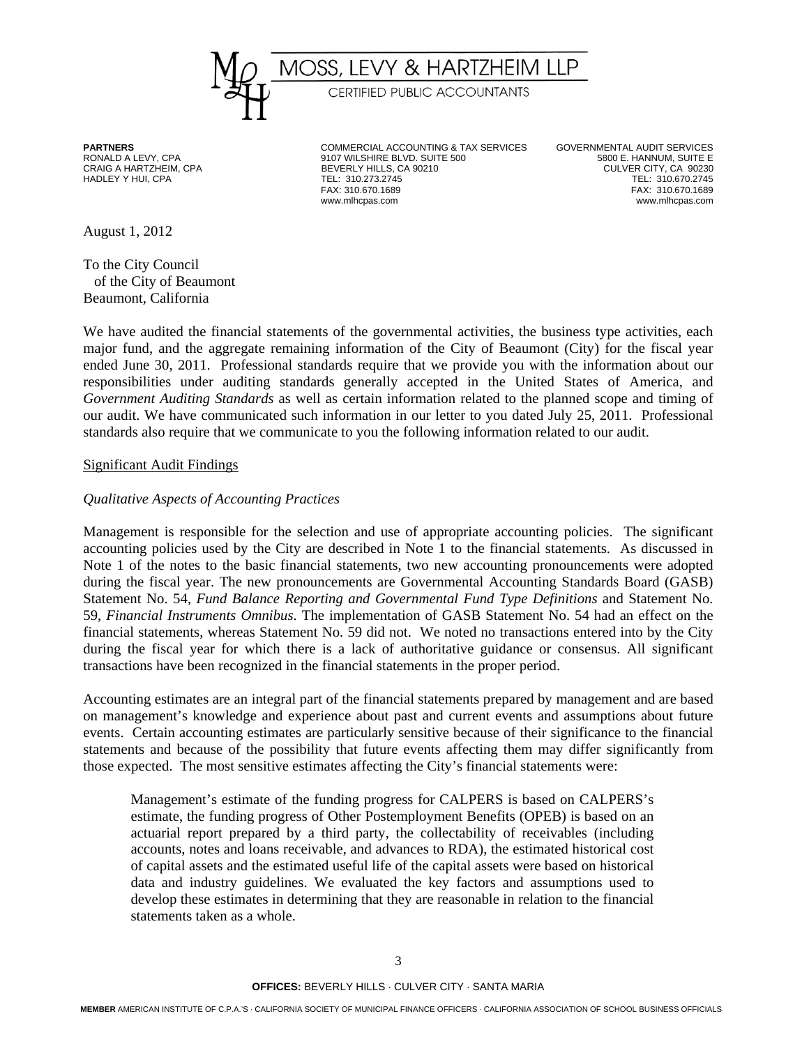MOSS, LEVY & HARTZHEIM LLP

CERTIFIED PUBLIC ACCOUNTANTS

**PARTNERS**
RONALD A LEVY, CPA
CRAIG A HARTZHEIM, CPA
HADLEY Y HUI, CPA

COMMERCIAL ACCOUNTING & TAX SERVICES
9107 WILSHIRE BLVD. SUITE 500
BEVERLY HILLS, CA 90210
TEL: 310.273.2745
FAX: 310.670.1689
www.mlhcpas.com

GOVERNMENTAL AUDIT SERVICES
5800 E. HANNUM, SUITE E
CULVER CITY, CA 90230
TEL: 310.670.2745
FAX: 310.670.1689
www.mlhcpas.com

August 1, 2012

To the City Council
of the City of Beaumont
Beaumont, California

We have audited the financial statements of the governmental activities, the business type activities, each major fund, and the aggregate remaining information of the City of Beaumont (City) for the fiscal year ended June 30, 2011. Professional standards require that we provide you with the information about our responsibilities under auditing standards generally accepted in the United States of America, and *Government Auditing Standards* as well as certain information related to the planned scope and timing of our audit. We have communicated such information in our letter to you dated July 25, 2011. Professional standards also require that we communicate to you the following information related to our audit.

## Significant Audit Findings

*Qualitative Aspects of Accounting Practices*

Management is responsible for the selection and use of appropriate accounting policies. The significant accounting policies used by the City are described in Note 1 to the financial statements. As discussed in Note 1 of the notes to the basic financial statements, two new accounting pronouncements were adopted during the fiscal year. The new pronouncements are Governmental Accounting Standards Board (GASB) Statement No. 54, *Fund Balance Reporting and Governmental Fund Type Definitions* and Statement No. 59, *Financial Instruments Omnibus*. The implementation of GASB Statement No. 54 had an effect on the financial statements, whereas Statement No. 59 did not. We noted no transactions entered into by the City during the fiscal year for which there is a lack of authoritative guidance or consensus. All significant transactions have been recognized in the financial statements in the proper period.

Accounting estimates are an integral part of the financial statements prepared by management and are based on management's knowledge and experience about past and current events and assumptions about future events. Certain accounting estimates are particularly sensitive because of their significance to the financial statements and because of the possibility that future events affecting them may differ significantly from those expected. The most sensitive estimates affecting the City's financial statements were:

> Management's estimate of the funding progress for CALPERS is based on CALPERS's estimate, the funding progress of Other Postemployment Benefits (OPEB) is based on an actuarial report prepared by a third party, the collectability of receivables (including accounts, notes and loans receivable, and advances to RDA), the estimated historical cost of capital assets and the estimated useful life of the capital assets were based on historical data and industry guidelines. We evaluated the key factors and assumptions used to develop these estimates in determining that they are reasonable in relation to the financial statements taken as a whole.

**OFFICES:** BEVERLY HILLS · CULVER CITY · SANTA MARIA

**MEMBER** AMERICAN INSTITUTE OF C.P.A.'S · CALIFORNIA SOCIETY OF MUNICIPAL FINANCE OFFICERS · CALIFORNIA ASSOCIATION OF SCHOOL BUSINESS OFFICIALS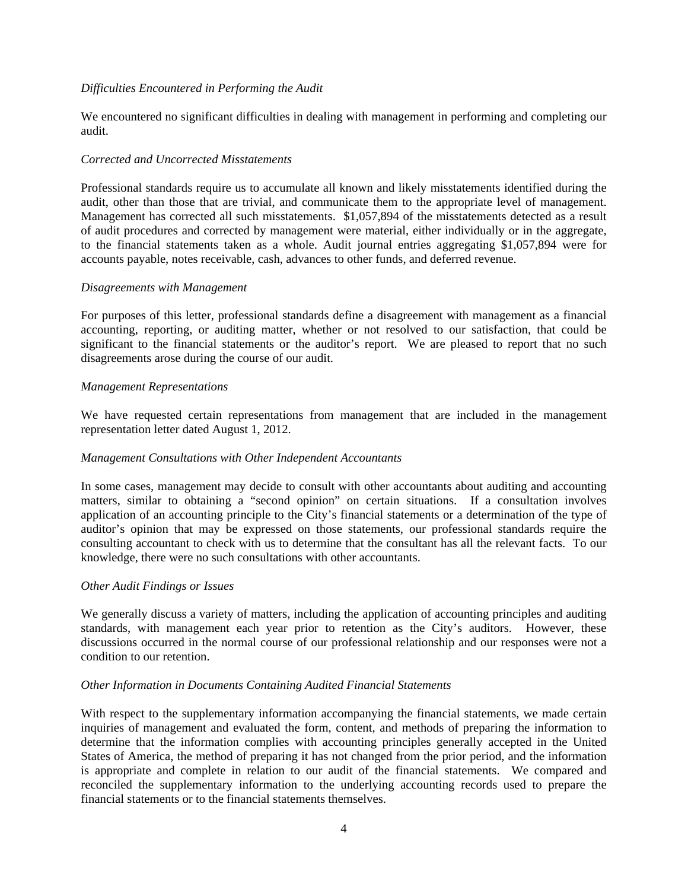*Difficulties Encountered in Performing the Audit*

We encountered no significant difficulties in dealing with management in performing and completing our audit.

*Corrected and Uncorrected Misstatements*

Professional standards require us to accumulate all known and likely misstatements identified during the audit, other than those that are trivial, and communicate them to the appropriate level of management. Management has corrected all such misstatements. $1,057,894 of the misstatements detected as a result of audit procedures and corrected by management were material, either individually or in the aggregate, to the financial statements taken as a whole. Audit journal entries aggregating $1,057,894 were for accounts payable, notes receivable, cash, advances to other funds, and deferred revenue.

*Disagreements with Management*

For purposes of this letter, professional standards define a disagreement with management as a financial accounting, reporting, or auditing matter, whether or not resolved to our satisfaction, that could be significant to the financial statements or the auditor's report. We are pleased to report that no such disagreements arose during the course of our audit.

*Management Representations*

We have requested certain representations from management that are included in the management representation letter dated August 1, 2012.

*Management Consultations with Other Independent Accountants*

In some cases, management may decide to consult with other accountants about auditing and accounting matters, similar to obtaining a "second opinion" on certain situations. If a consultation involves application of an accounting principle to the City's financial statements or a determination of the type of auditor's opinion that may be expressed on those statements, our professional standards require the consulting accountant to check with us to determine that the consultant has all the relevant facts. To our knowledge, there were no such consultations with other accountants.

*Other Audit Findings or Issues*

We generally discuss a variety of matters, including the application of accounting principles and auditing standards, with management each year prior to retention as the City's auditors. However, these discussions occurred in the normal course of our professional relationship and our responses were not a condition to our retention.

*Other Information in Documents Containing Audited Financial Statements*

With respect to the supplementary information accompanying the financial statements, we made certain inquiries of management and evaluated the form, content, and methods of preparing the information to determine that the information complies with accounting principles generally accepted in the United States of America, the method of preparing it has not changed from the prior period, and the information is appropriate and complete in relation to our audit of the financial statements. We compared and reconciled the supplementary information to the underlying accounting records used to prepare the financial statements or to the financial statements themselves.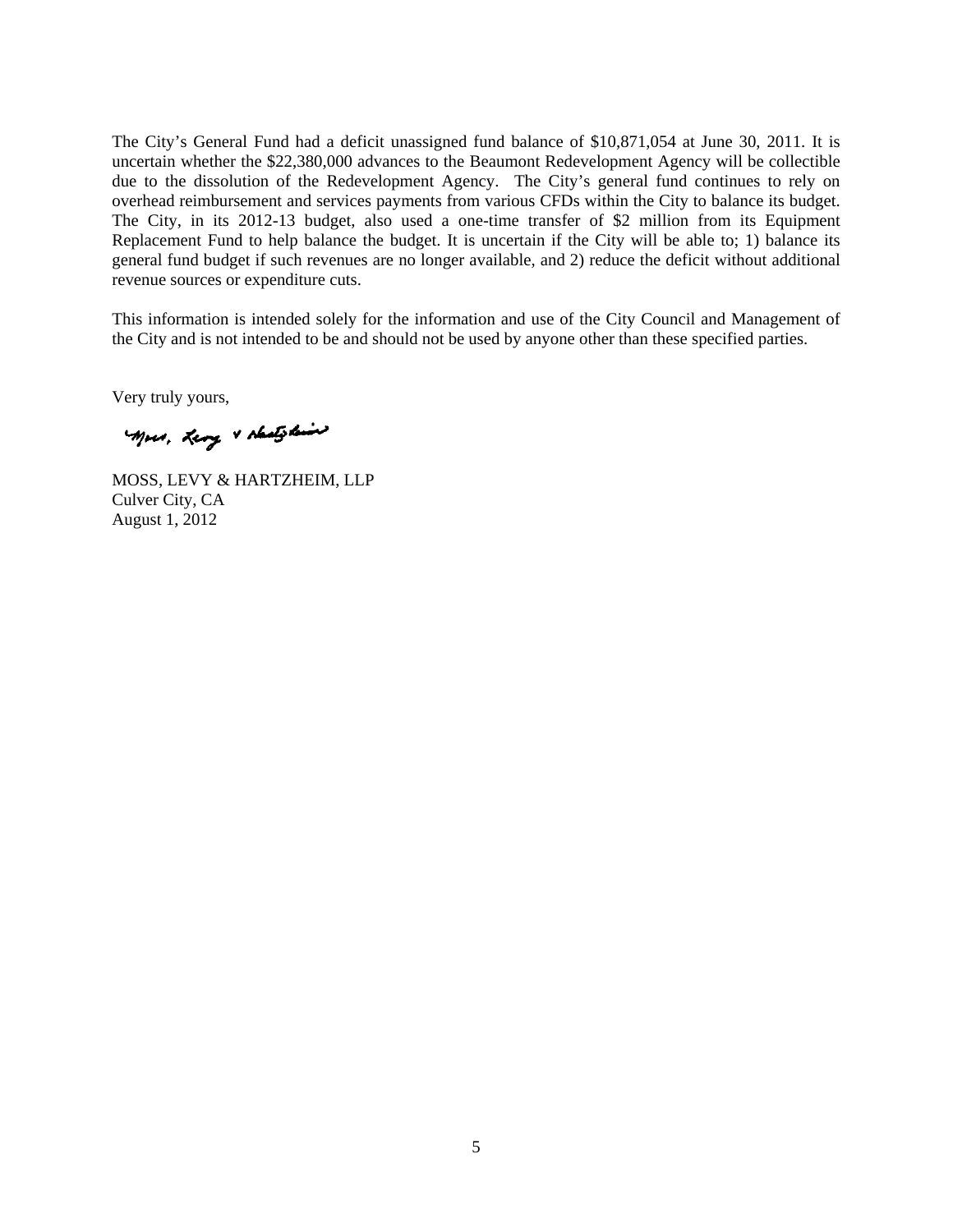The City's General Fund had a deficit unassigned fund balance of $10,871,054 at June 30, 2011. It is uncertain whether the $22,380,000 advances to the Beaumont Redevelopment Agency will be collectible due to the dissolution of the Redevelopment Agency. The City's general fund continues to rely on overhead reimbursement and services payments from various CFDs within the City to balance its budget. The City, in its 2012-13 budget, also used a one-time transfer of $2 million from its Equipment Replacement Fund to help balance the budget. It is uncertain if the City will be able to; 1) balance its general fund budget if such revenues are no longer available, and 2) reduce the deficit without additional revenue sources or expenditure cuts.

This information is intended solely for the information and use of the City Council and Management of the City and is not intended to be and should not be used by anyone other than these specified parties.

Very truly yours,

MOSS, LEVY & HARTZHEIM, LLP
Culver City, CA
August 1, 2012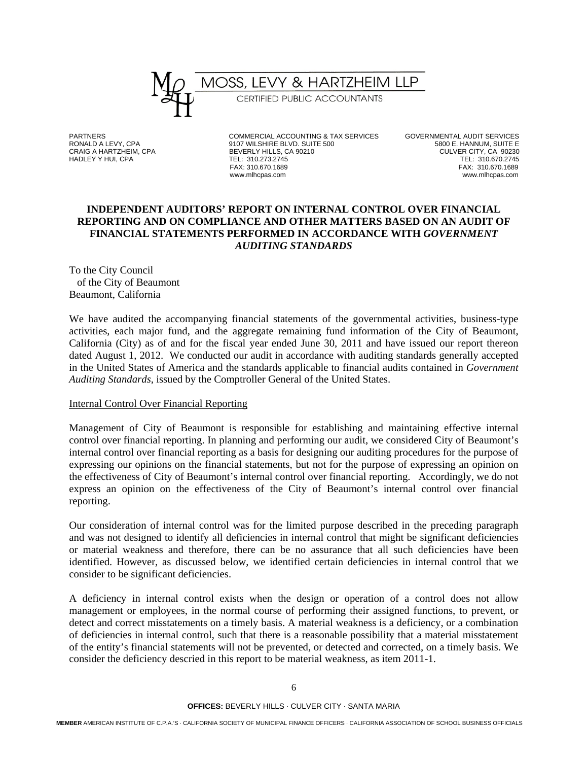MOSS, LEVY & HARTZHEIM LLP

CERTIFIED PUBLIC ACCOUNTANTS

PARTNERS
RONALD A LEVY, CPA
CRAIG A HARTZHEIM, CPA
HADLEY Y HUI, CPA

COMMERCIAL ACCOUNTING & TAX SERVICES
9107 WILSHIRE BLVD. SUITE 500
BEVERLY HILLS, CA 90210
TEL: 310.273.2745
FAX: 310.670.1689
www.mlhcpas.com

GOVERNMENTAL AUDIT SERVICES
5800 E. HANNUM, SUITE E
CULVER CITY, CA 90230
TEL: 310.670.2745
FAX: 310.670.1689
www.mlhcpas.com

# INDEPENDENT AUDITORS' REPORT ON INTERNAL CONTROL OVER FINANCIAL REPORTING AND ON COMPLIANCE AND OTHER MATTERS BASED ON AN AUDIT OF FINANCIAL STATEMENTS PERFORMED IN ACCORDANCE WITH *GOVERNMENT AUDITING STANDARDS*

To the City Council
of the City of Beaumont
Beaumont, California

We have audited the accompanying financial statements of the governmental activities, business-type activities, each major fund, and the aggregate remaining fund information of the City of Beaumont, California (City) as of and for the fiscal year ended June 30, 2011 and have issued our report thereon dated August 1, 2012. We conducted our audit in accordance with auditing standards generally accepted in the United States of America and the standards applicable to financial audits contained in *Government Auditing Standards*, issued by the Comptroller General of the United States.

## Internal Control Over Financial Reporting

Management of City of Beaumont is responsible for establishing and maintaining effective internal control over financial reporting. In planning and performing our audit, we considered City of Beaumont's internal control over financial reporting as a basis for designing our auditing procedures for the purpose of expressing our opinions on the financial statements, but not for the purpose of expressing an opinion on the effectiveness of City of Beaumont's internal control over financial reporting. Accordingly, we do not express an opinion on the effectiveness of the City of Beaumont's internal control over financial reporting.

Our consideration of internal control was for the limited purpose described in the preceding paragraph and was not designed to identify all deficiencies in internal control that might be significant deficiencies or material weakness and therefore, there can be no assurance that all such deficiencies have been identified. However, as discussed below, we identified certain deficiencies in internal control that we consider to be significant deficiencies.

A deficiency in internal control exists when the design or operation of a control does not allow management or employees, in the normal course of performing their assigned functions, to prevent, or detect and correct misstatements on a timely basis. A material weakness is a deficiency, or a combination of deficiencies in internal control, such that there is a reasonable possibility that a material misstatement of the entity's financial statements will not be prevented, or detected and corrected, on a timely basis. We consider the deficiency descried in this report to be material weakness, as item 2011-1.

**OFFICES:** BEVERLY HILLS · CULVER CITY · SANTA MARIA

**MEMBER** AMERICAN INSTITUTE OF C.P.A.'S · CALIFORNIA SOCIETY OF MUNICIPAL FINANCE OFFICERS · CALIFORNIA ASSOCIATION OF SCHOOL BUSINESS OFFICIALS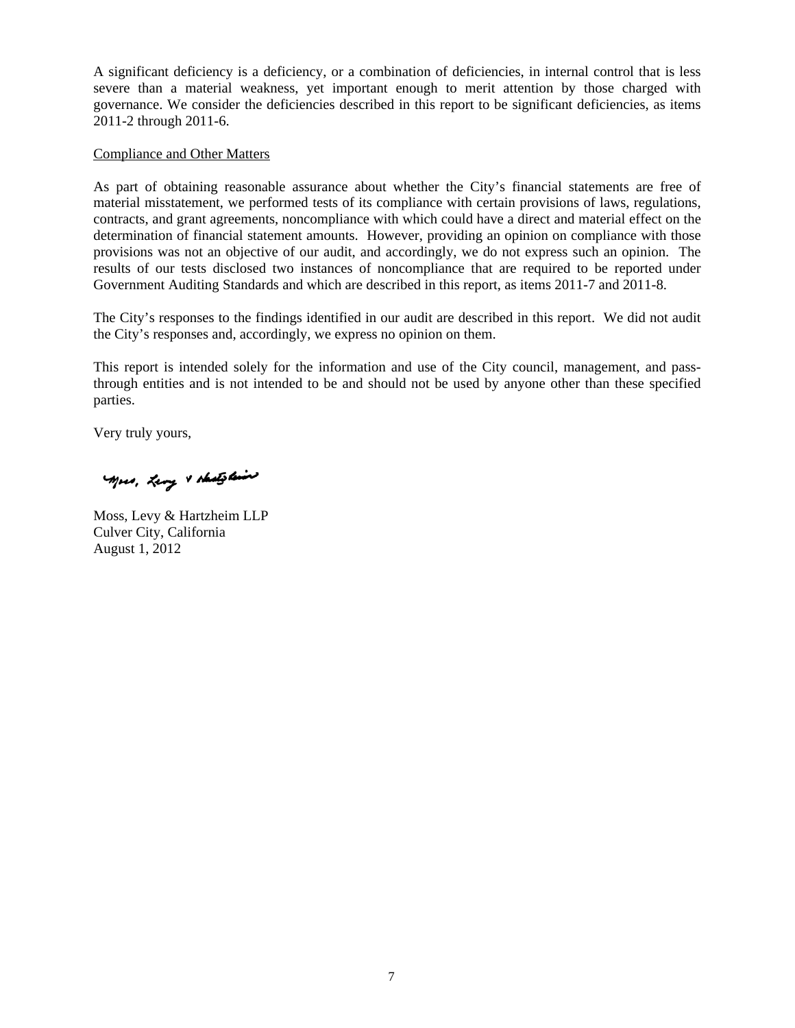A significant deficiency is a deficiency, or a combination of deficiencies, in internal control that is less severe than a material weakness, yet important enough to merit attention by those charged with governance. We consider the deficiencies described in this report to be significant deficiencies, as items 2011-2 through 2011-6.

Compliance and Other Matters

As part of obtaining reasonable assurance about whether the City's financial statements are free of material misstatement, we performed tests of its compliance with certain provisions of laws, regulations, contracts, and grant agreements, noncompliance with which could have a direct and material effect on the determination of financial statement amounts. However, providing an opinion on compliance with those provisions was not an objective of our audit, and accordingly, we do not express such an opinion. The results of our tests disclosed two instances of noncompliance that are required to be reported under Government Auditing Standards and which are described in this report, as items 2011-7 and 2011-8.

The City's responses to the findings identified in our audit are described in this report. We did not audit the City's responses and, accordingly, we express no opinion on them.

This report is intended solely for the information and use of the City council, management, and pass-through entities and is not intended to be and should not be used by anyone other than these specified parties.

Very truly yours,

Moss, Levy & Hartzheim

Moss, Levy & Hartzheim LLP
Culver City, California
August 1, 2012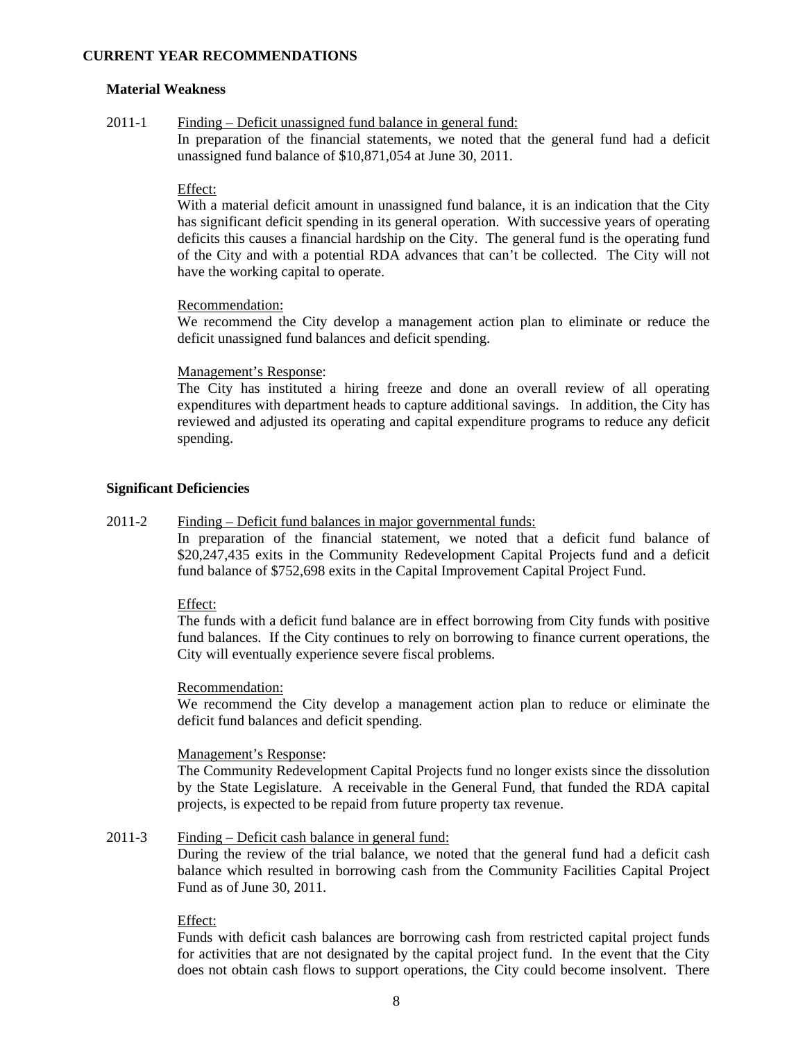**CURRENT YEAR RECOMMENDATIONS**

**Material Weakness**

2011-1 Finding – Deficit unassigned fund balance in general fund:

In preparation of the financial statements, we noted that the general fund had a deficit unassigned fund balance of $10,871,054 at June 30, 2011.

Effect:

With a material deficit amount in unassigned fund balance, it is an indication that the City has significant deficit spending in its general operation. With successive years of operating deficits this causes a financial hardship on the City. The general fund is the operating fund of the City and with a potential RDA advances that can't be collected. The City will not have the working capital to operate.

Recommendation:

We recommend the City develop a management action plan to eliminate or reduce the deficit unassigned fund balances and deficit spending.

Management's Response:

The City has instituted a hiring freeze and done an overall review of all operating expenditures with department heads to capture additional savings. In addition, the City has reviewed and adjusted its operating and capital expenditure programs to reduce any deficit spending.

**Significant Deficiencies**

2011-2 Finding – Deficit fund balances in major governmental funds:

In preparation of the financial statement, we noted that a deficit fund balance of $20,247,435 exits in the Community Redevelopment Capital Projects fund and a deficit fund balance of $752,698 exits in the Capital Improvement Capital Project Fund.

Effect:

The funds with a deficit fund balance are in effect borrowing from City funds with positive fund balances. If the City continues to rely on borrowing to finance current operations, the City will eventually experience severe fiscal problems.

Recommendation:

We recommend the City develop a management action plan to reduce or eliminate the deficit fund balances and deficit spending.

Management's Response:

The Community Redevelopment Capital Projects fund no longer exists since the dissolution by the State Legislature. A receivable in the General Fund, that funded the RDA capital projects, is expected to be repaid from future property tax revenue.

2011-3 Finding – Deficit cash balance in general fund:

During the review of the trial balance, we noted that the general fund had a deficit cash balance which resulted in borrowing cash from the Community Facilities Capital Project Fund as of June 30, 2011.

Effect:

Funds with deficit cash balances are borrowing cash from restricted capital project funds for activities that are not designated by the capital project fund. In the event that the City does not obtain cash flows to support operations, the City could become insolvent. There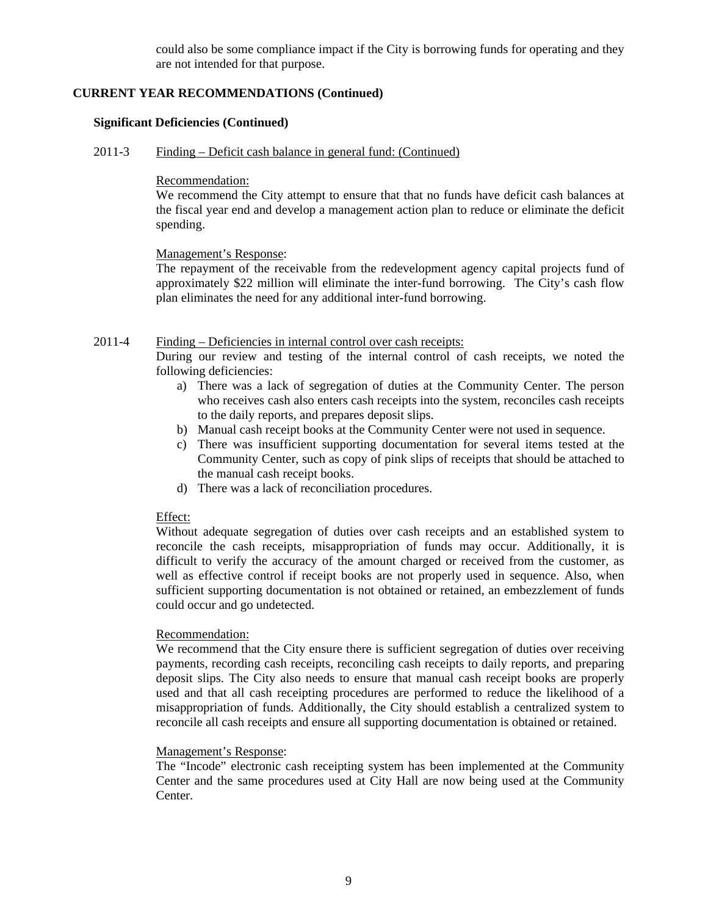could also be some compliance impact if the City is borrowing funds for operating and they are not intended for that purpose.

**CURRENT YEAR RECOMMENDATIONS (Continued)**

**Significant Deficiencies (Continued)**

2011-3 Finding – Deficit cash balance in general fund: (Continued)

Recommendation:
We recommend the City attempt to ensure that that no funds have deficit cash balances at the fiscal year end and develop a management action plan to reduce or eliminate the deficit spending.

Management's Response:
The repayment of the receivable from the redevelopment agency capital projects fund of approximately $22 million will eliminate the inter-fund borrowing. The City's cash flow plan eliminates the need for any additional inter-fund borrowing.

2011-4 Finding – Deficiencies in internal control over cash receipts:
During our review and testing of the internal control of cash receipts, we noted the following deficiencies:

a) There was a lack of segregation of duties at the Community Center. The person who receives cash also enters cash receipts into the system, reconciles cash receipts to the daily reports, and prepares deposit slips.
b) Manual cash receipt books at the Community Center were not used in sequence.
c) There was insufficient supporting documentation for several items tested at the Community Center, such as copy of pink slips of receipts that should be attached to the manual cash receipt books.
d) There was a lack of reconciliation procedures.

Effect:
Without adequate segregation of duties over cash receipts and an established system to reconcile the cash receipts, misappropriation of funds may occur. Additionally, it is difficult to verify the accuracy of the amount charged or received from the customer, as well as effective control if receipt books are not properly used in sequence. Also, when sufficient supporting documentation is not obtained or retained, an embezzlement of funds could occur and go undetected.

Recommendation:
We recommend that the City ensure there is sufficient segregation of duties over receiving payments, recording cash receipts, reconciling cash receipts to daily reports, and preparing deposit slips. The City also needs to ensure that manual cash receipt books are properly used and that all cash receipting procedures are performed to reduce the likelihood of a misappropriation of funds. Additionally, the City should establish a centralized system to reconcile all cash receipts and ensure all supporting documentation is obtained or retained.

Management's Response:
The "Incode" electronic cash receipting system has been implemented at the Community Center and the same procedures used at City Hall are now being used at the Community Center.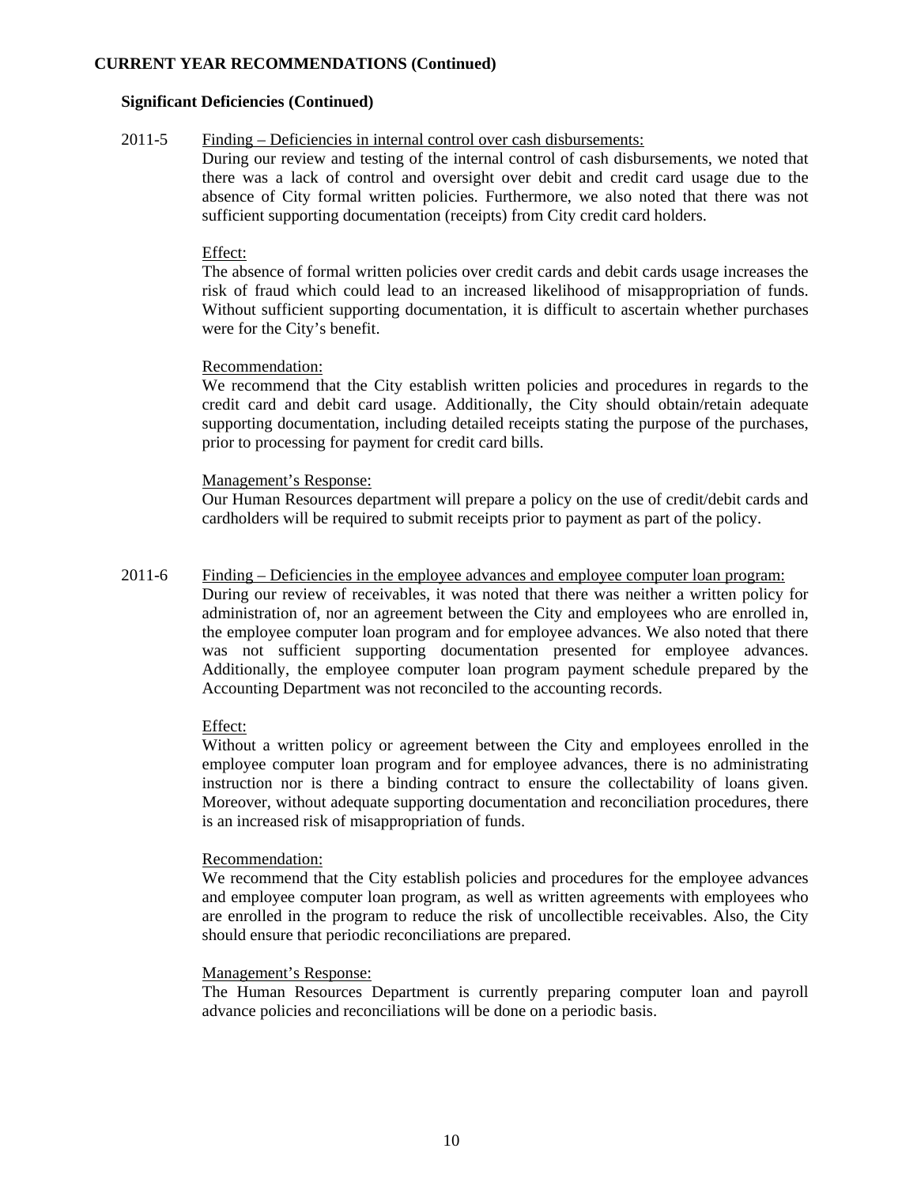**CURRENT YEAR RECOMMENDATIONS (Continued)**

**Significant Deficiencies (Continued)**

2011-5 Finding – Deficiencies in internal control over cash disbursements:

During our review and testing of the internal control of cash disbursements, we noted that there was a lack of control and oversight over debit and credit card usage due to the absence of City formal written policies. Furthermore, we also noted that there was not sufficient supporting documentation (receipts) from City credit card holders.

Effect:

The absence of formal written policies over credit cards and debit cards usage increases the risk of fraud which could lead to an increased likelihood of misappropriation of funds. Without sufficient supporting documentation, it is difficult to ascertain whether purchases were for the City's benefit.

Recommendation:

We recommend that the City establish written policies and procedures in regards to the credit card and debit card usage. Additionally, the City should obtain/retain adequate supporting documentation, including detailed receipts stating the purpose of the purchases, prior to processing for payment for credit card bills.

Management's Response:

Our Human Resources department will prepare a policy on the use of credit/debit cards and cardholders will be required to submit receipts prior to payment as part of the policy.

2011-6 Finding – Deficiencies in the employee advances and employee computer loan program:

During our review of receivables, it was noted that there was neither a written policy for administration of, nor an agreement between the City and employees who are enrolled in, the employee computer loan program and for employee advances. We also noted that there was not sufficient supporting documentation presented for employee advances. Additionally, the employee computer loan program payment schedule prepared by the Accounting Department was not reconciled to the accounting records.

Effect:

Without a written policy or agreement between the City and employees enrolled in the employee computer loan program and for employee advances, there is no administrating instruction nor is there a binding contract to ensure the collectability of loans given. Moreover, without adequate supporting documentation and reconciliation procedures, there is an increased risk of misappropriation of funds.

Recommendation:

We recommend that the City establish policies and procedures for the employee advances and employee computer loan program, as well as written agreements with employees who are enrolled in the program to reduce the risk of uncollectible receivables. Also, the City should ensure that periodic reconciliations are prepared.

Management's Response:

The Human Resources Department is currently preparing computer loan and payroll advance policies and reconciliations will be done on a periodic basis.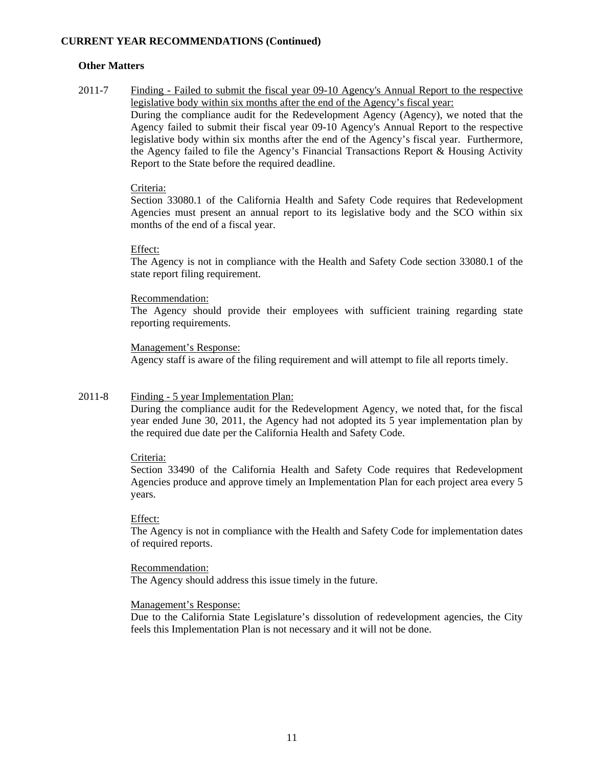**CURRENT YEAR RECOMMENDATIONS (Continued)**

**Other Matters**

2011-7 Finding - Failed to submit the fiscal year 09-10 Agency's Annual Report to the respective legislative body within six months after the end of the Agency's fiscal year:

During the compliance audit for the Redevelopment Agency (Agency), we noted that the Agency failed to submit their fiscal year 09-10 Agency's Annual Report to the respective legislative body within six months after the end of the Agency's fiscal year. Furthermore, the Agency failed to file the Agency's Financial Transactions Report & Housing Activity Report to the State before the required deadline.

Criteria:

Section 33080.1 of the California Health and Safety Code requires that Redevelopment Agencies must present an annual report to its legislative body and the SCO within six months of the end of a fiscal year.

Effect:

The Agency is not in compliance with the Health and Safety Code section 33080.1 of the state report filing requirement.

Recommendation:

The Agency should provide their employees with sufficient training regarding state reporting requirements.

Management's Response:

Agency staff is aware of the filing requirement and will attempt to file all reports timely.

2011-8 Finding - 5 year Implementation Plan:

During the compliance audit for the Redevelopment Agency, we noted that, for the fiscal year ended June 30, 2011, the Agency had not adopted its 5 year implementation plan by the required due date per the California Health and Safety Code.

Criteria:

Section 33490 of the California Health and Safety Code requires that Redevelopment Agencies produce and approve timely an Implementation Plan for each project area every 5 years.

Effect:

The Agency is not in compliance with the Health and Safety Code for implementation dates of required reports.

Recommendation:

The Agency should address this issue timely in the future.

Management's Response:

Due to the California State Legislature's dissolution of redevelopment agencies, the City feels this Implementation Plan is not necessary and it will not be done.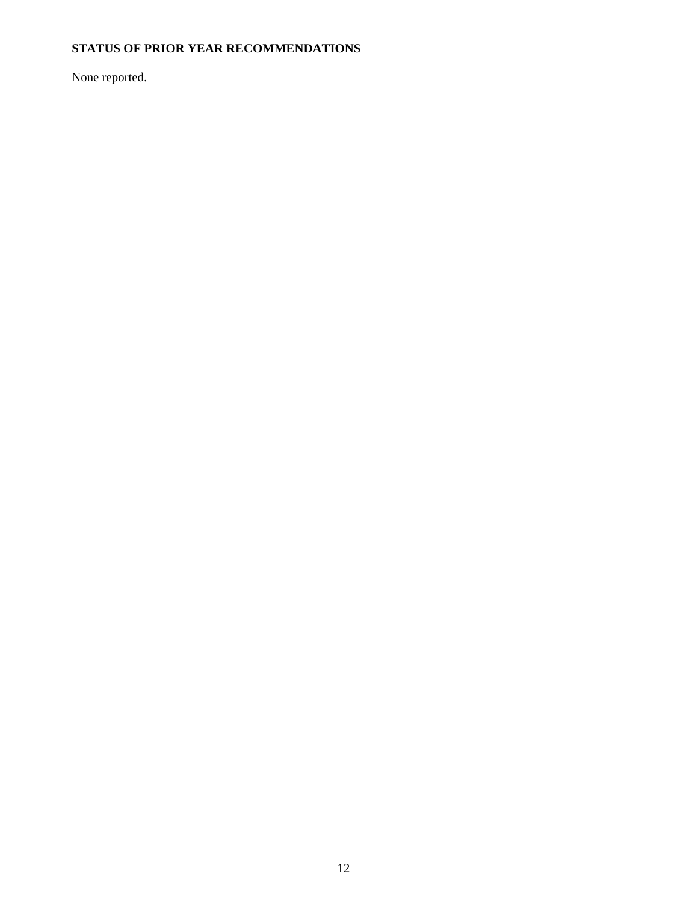**STATUS OF PRIOR YEAR RECOMMENDATIONS**

None reported.